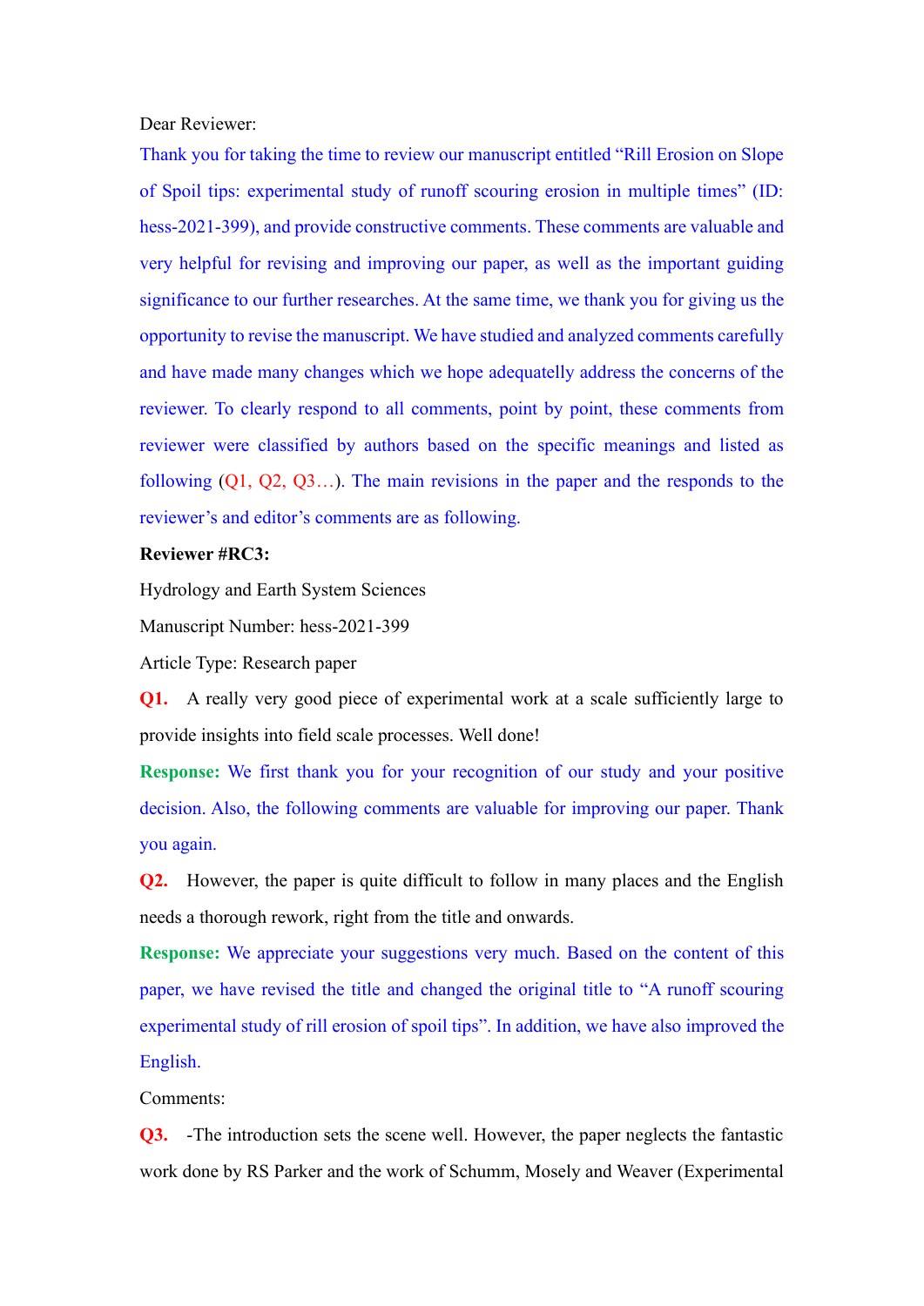Dear Reviewer:

Thank you for taking the time to review our manuscript entitled "Rill Erosion on Slope of Spoil tips: experimental study of runoff scouring erosion in multiple times" (ID: hess-2021-399), and provide constructive comments. These comments are valuable and very helpful for revising and improving our paper, as well as the important guiding significance to our further researches. At the same time, we thank you for giving us the opportunity to revise the manuscript. We have studied and analyzed comments carefully and have made many changes which we hope adequatelly address the concerns of the reviewer. To clearly respond to all comments, point by point, these comments from reviewer were classified by authors based on the specific meanings and listed as following (Q1, Q2, Q3…). The main revisions in the paper and the responds to the reviewer's and editor's comments are as following.

**Reviewer #RC3:**

Hydrology and Earth System Sciences

Manuscript Number: hess-2021-399

Article Type: Research paper

**Q1.** A really very good piece of experimental work at a scale sufficiently large to provide insights into field scale processes. Well done!

**Response:** We first thank you for your recognition of our study and your positive decision. Also, the following comments are valuable for improving our paper. Thank you again.

**Q2.** However, the paper is quite difficult to follow in many places and the English needs a thorough rework, right from the title and onwards.

**Response:** We appreciate your suggestions very much. Based on the content of this paper, we have revised the title and changed the original title to "A runoff scouring experimental study of rill erosion of spoil tips". In addition, we have also improved the English.

Comments:

**Q3.** -The introduction sets the scene well. However, the paper neglects the fantastic work done by RS Parker and the work of Schumm, Mosely and Weaver (Experimental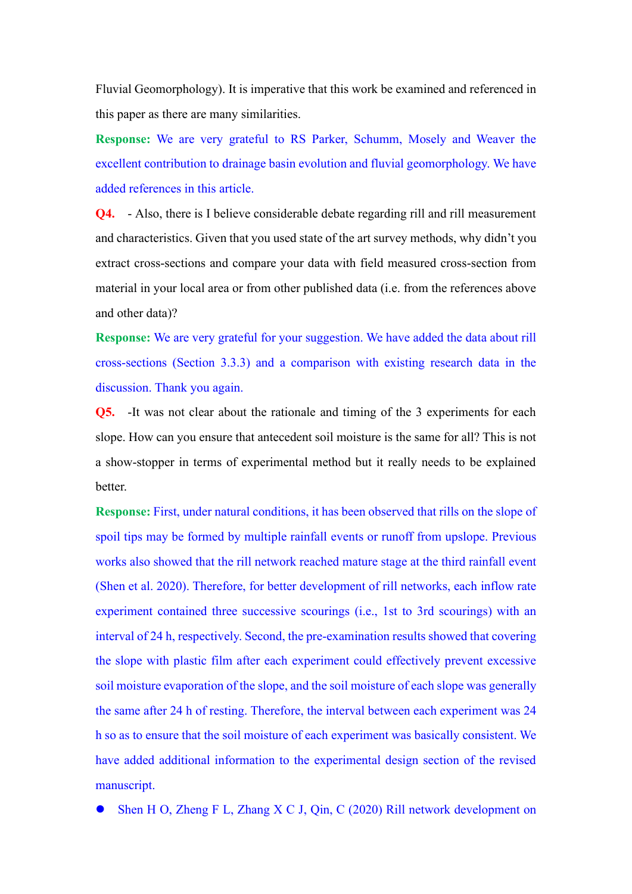Fluvial Geomorphology). It is imperative that this work be examined and referenced in this paper as there are many similarities.

**Response:** We are very grateful to RS Parker, Schumm, Mosely and Weaver the excellent contribution to drainage basin evolution and fluvial geomorphology. We have added references in this article.

**Q4.** - Also, there is I believe considerable debate regarding rill and rill measurement and characteristics. Given that you used state of the art survey methods, why didn't you extract cross-sections and compare your data with field measured cross-section from material in your local area or from other published data (i.e. from the references above and other data)?

**Response:** We are very grateful for your suggestion. We have added the data about rill cross-sections (Section 3.3.3) and a comparison with existing research data in the discussion. Thank you again.

**Q5.** -It was not clear about the rationale and timing of the 3 experiments for each slope. How can you ensure that antecedent soil moisture is the same for all? This is not a show-stopper in terms of experimental method but it really needs to be explained better.

**Response:** First, under natural conditions, it has been observed that rills on the slope of spoil tips may be formed by multiple rainfall events or runoff from upslope. Previous works also showed that the rill network reached mature stage at the third rainfall event (Shen et al. 2020). Therefore, for better development of rill networks, each inflow rate experiment contained three successive scourings (i.e., 1st to 3rd scourings) with an interval of 24 h, respectively. Second, the pre-examination results showed that covering the slope with plastic film after each experiment could effectively prevent excessive soil moisture evaporation of the slope, and the soil moisture of each slope was generally the same after 24 h of resting. Therefore, the interval between each experiment was 24 h so as to ensure that the soil moisture of each experiment was basically consistent. We have added additional information to the experimental design section of the revised manuscript.

- Shen H O, Zheng F L, Zhang X C J, Qin, C (2020) Rill network development on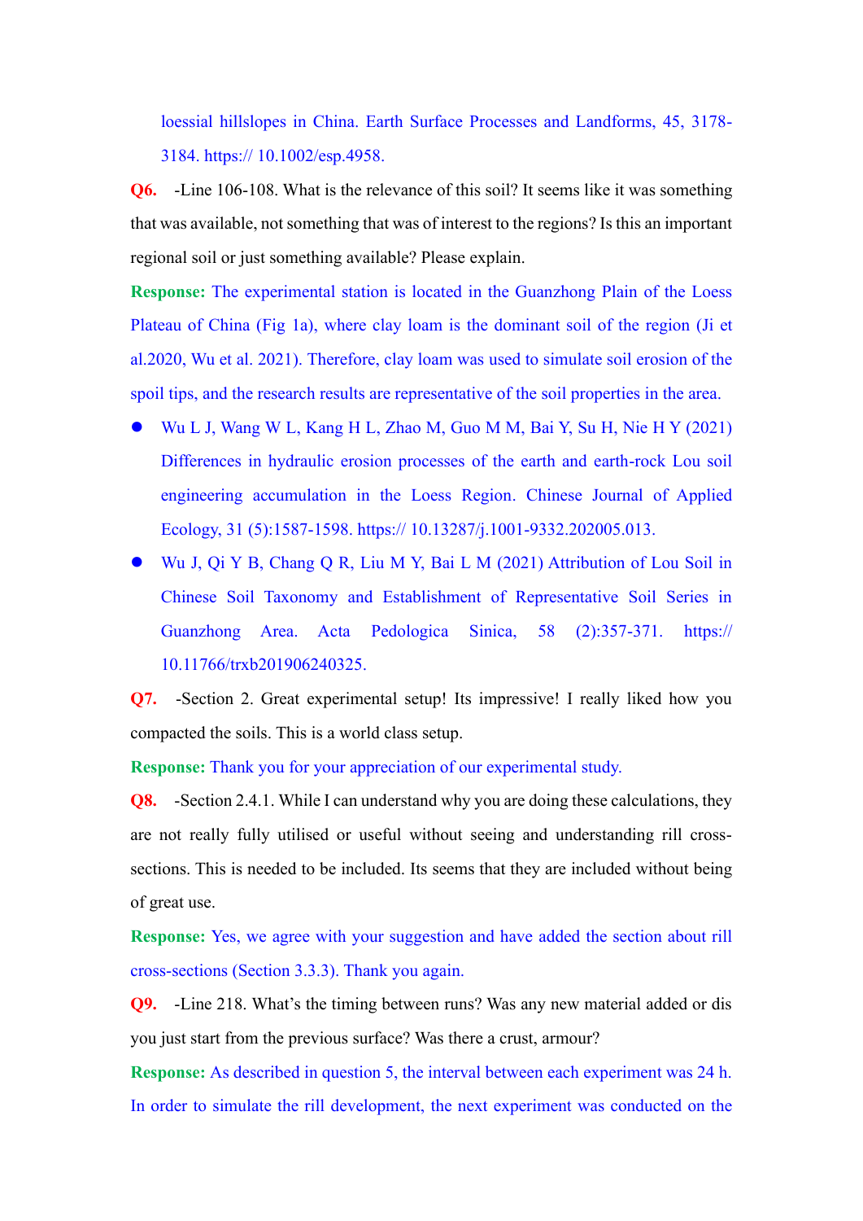loessial hillslopes in China. Earth Surface Processes and Landforms, 45, 3178-3184. https:// 10.1002/esp.4958.

**Q6.** -Line 106-108. What is the relevance of this soil? It seems like it was something that was available, not something that was of interest to the regions? Is this an important regional soil or just something available? Please explain.

**Response:** The experimental station is located in the Guanzhong Plain of the Loess Plateau of China (Fig 1a), where clay loam is the dominant soil of the region (Ji et al.2020, Wu et al. 2021). Therefore, clay loam was used to simulate soil erosion of the spoil tips, and the research results are representative of the soil properties in the area.

- Wu L J, Wang W L, Kang H L, Zhao M, Guo M M, Bai Y, Su H, Nie H Y (2021) Differences in hydraulic erosion processes of the earth and earth-rock Lou soil engineering accumulation in the Loess Region. Chinese Journal of Applied Ecology, 31 (5):1587-1598. https:// 10.13287/j.1001-9332.202005.013.
- Wu J, Qi Y B, Chang Q R, Liu M Y, Bai L M (2021) Attribution of Lou Soil in Chinese Soil Taxonomy and Establishment of Representative Soil Series in Guanzhong Area. Acta Pedologica Sinica, 58 (2):357-371. https:// 10.11766/trxb201906240325.

**Q7.** -Section 2. Great experimental setup! Its impressive! I really liked how you compacted the soils. This is a world class setup.

**Response:** Thank you for your appreciation of our experimental study.

**Q8.** -Section 2.4.1. While I can understand why you are doing these calculations, they are not really fully utilised or useful without seeing and understanding rill cross-sections. This is needed to be included. Its seems that they are included without being of great use.

**Response:** Yes, we agree with your suggestion and have added the section about rill cross-sections (Section 3.3.3). Thank you again.

**Q9.** -Line 218. What's the timing between runs? Was any new material added or dis you just start from the previous surface? Was there a crust, armour?

**Response:** As described in question 5, the interval between each experiment was 24 h. In order to simulate the rill development, the next experiment was conducted on the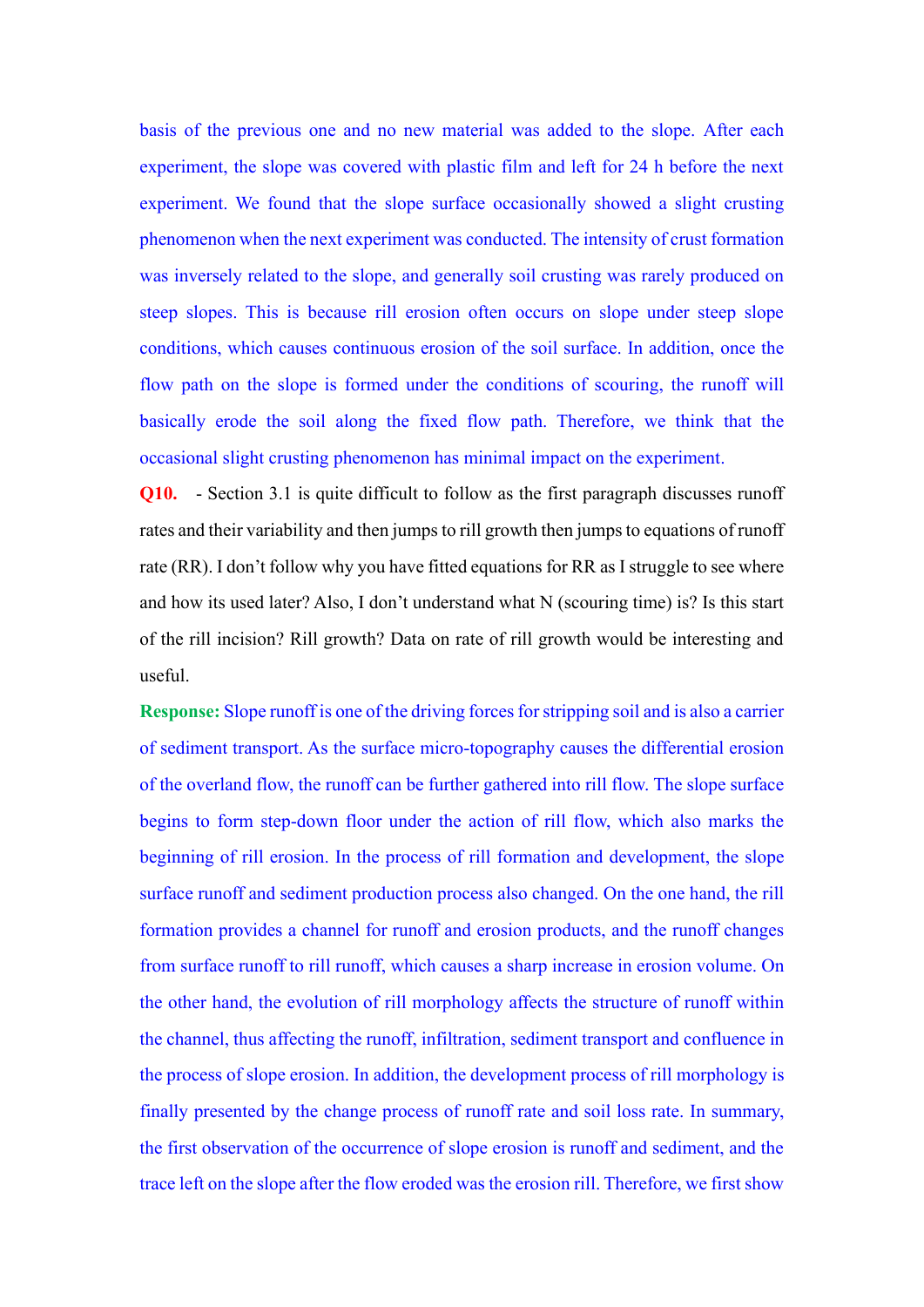basis of the previous one and no new material was added to the slope. After each experiment, the slope was covered with plastic film and left for 24 h before the next experiment. We found that the slope surface occasionally showed a slight crusting phenomenon when the next experiment was conducted. The intensity of crust formation was inversely related to the slope, and generally soil crusting was rarely produced on steep slopes. This is because rill erosion often occurs on slope under steep slope conditions, which causes continuous erosion of the soil surface. In addition, once the flow path on the slope is formed under the conditions of scouring, the runoff will basically erode the soil along the fixed flow path. Therefore, we think that the occasional slight crusting phenomenon has minimal impact on the experiment.

**Q10.** - Section 3.1 is quite difficult to follow as the first paragraph discusses runoff rates and their variability and then jumps to rill growth then jumps to equations of runoff rate (RR). I don't follow why you have fitted equations for RR as I struggle to see where and how its used later? Also, I don't understand what N (scouring time) is? Is this start of the rill incision? Rill growth? Data on rate of rill growth would be interesting and useful.

**Response:** Slope runoff is one of the driving forces for stripping soil and is also a carrier of sediment transport. As the surface micro-topography causes the differential erosion of the overland flow, the runoff can be further gathered into rill flow. The slope surface begins to form step-down floor under the action of rill flow, which also marks the beginning of rill erosion. In the process of rill formation and development, the slope surface runoff and sediment production process also changed. On the one hand, the rill formation provides a channel for runoff and erosion products, and the runoff changes from surface runoff to rill runoff, which causes a sharp increase in erosion volume. On the other hand, the evolution of rill morphology affects the structure of runoff within the channel, thus affecting the runoff, infiltration, sediment transport and confluence in the process of slope erosion. In addition, the development process of rill morphology is finally presented by the change process of runoff rate and soil loss rate. In summary, the first observation of the occurrence of slope erosion is runoff and sediment, and the trace left on the slope after the flow eroded was the erosion rill. Therefore, we first show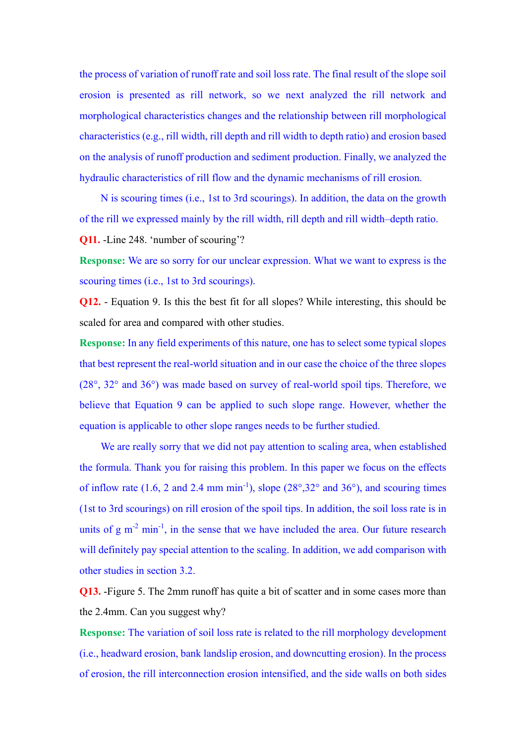the process of variation of runoff rate and soil loss rate. The final result of the slope soil erosion is presented as rill network, so we next analyzed the rill network and morphological characteristics changes and the relationship between rill morphological characteristics (e.g., rill width, rill depth and rill width to depth ratio) and erosion based on the analysis of runoff production and sediment production. Finally, we analyzed the hydraulic characteristics of rill flow and the dynamic mechanisms of rill erosion.

N is scouring times (i.e., 1st to 3rd scourings). In addition, the data on the growth of the rill we expressed mainly by the rill width, rill depth and rill width–depth ratio.

**Q11.** -Line 248. 'number of scouring'?

**Response:** We are so sorry for our unclear expression. What we want to express is the scouring times (i.e., 1st to 3rd scourings).

**Q12.** - Equation 9. Is this the best fit for all slopes? While interesting, this should be scaled for area and compared with other studies.

**Response:** In any field experiments of this nature, one has to select some typical slopes that best represent the real-world situation and in our case the choice of the three slopes (28°, 32° and 36°) was made based on survey of real-world spoil tips. Therefore, we believe that Equation 9 can be applied to such slope range. However, whether the equation is applicable to other slope ranges needs to be further studied.

We are really sorry that we did not pay attention to scaling area, when established the formula. Thank you for raising this problem. In this paper we focus on the effects of inflow rate (1.6, 2 and 2.4 mm $min^{-1}$), slope (28°,32° and 36°), and scouring times (1st to 3rd scourings) on rill erosion of the spoil tips. In addition, the soil loss rate is in units of g $m^{-2}$ $min^{-1}$, in the sense that we have included the area. Our future research will definitely pay special attention to the scaling. In addition, we add comparison with other studies in section 3.2.

**Q13.** -Figure 5. The 2mm runoff has quite a bit of scatter and in some cases more than the 2.4mm. Can you suggest why?

**Response:** The variation of soil loss rate is related to the rill morphology development (i.e., headward erosion, bank landslip erosion, and downcutting erosion). In the process of erosion, the rill interconnection erosion intensified, and the side walls on both sides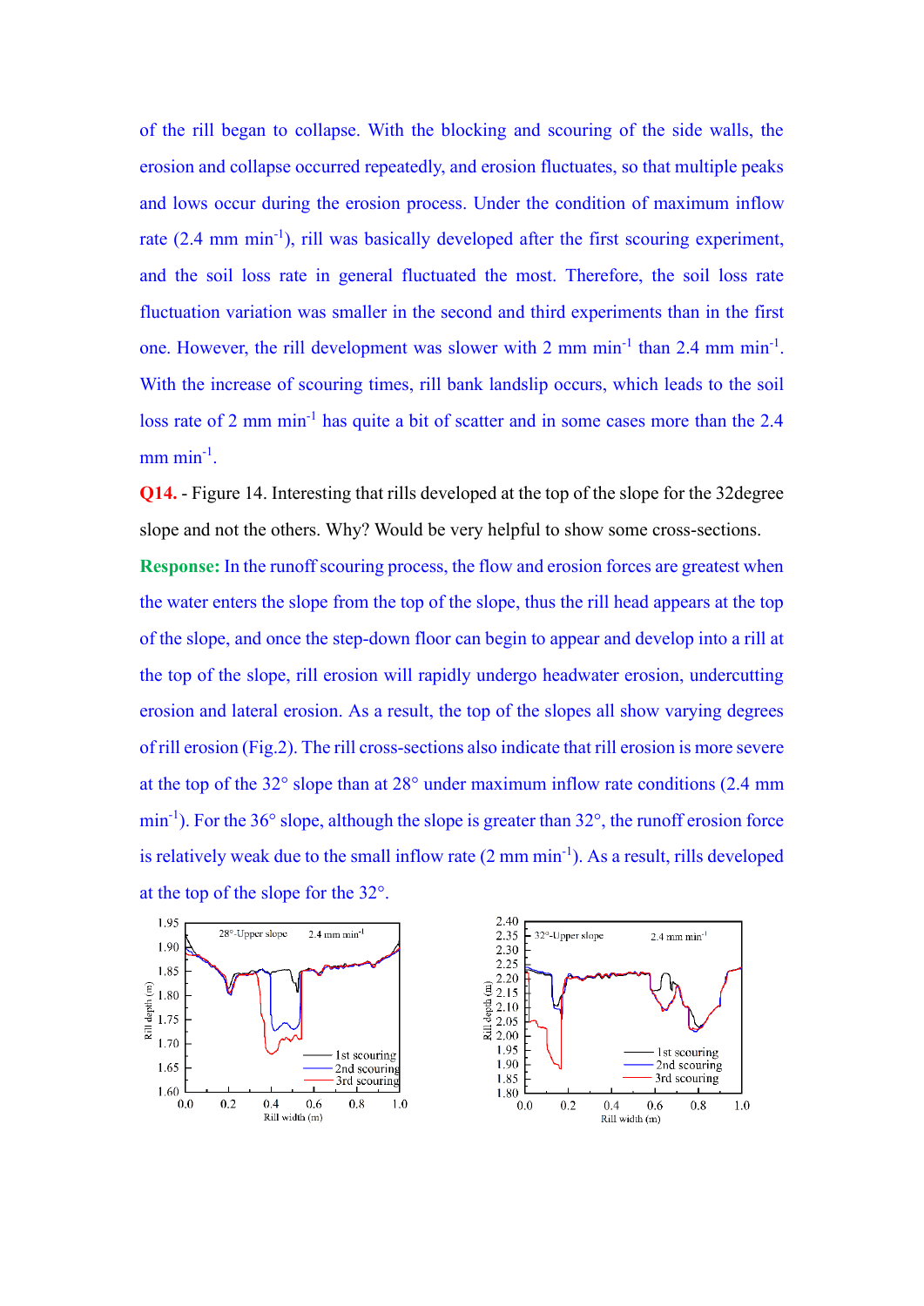of the rill began to collapse. With the blocking and scouring of the side walls, the erosion and collapse occurred repeatedly, and erosion fluctuates, so that multiple peaks and lows occur during the erosion process. Under the condition of maximum inflow rate (2.4 mm $min^{-1}$), rill was basically developed after the first scouring experiment, and the soil loss rate in general fluctuated the most. Therefore, the soil loss rate fluctuation variation was smaller in the second and third experiments than in the first one. However, the rill development was slower with 2 mm $min^{-1}$ than 2.4 mm $min^{-1}$. With the increase of scouring times, rill bank landslip occurs, which leads to the soil loss rate of 2 mm $min^{-1}$ has quite a bit of scatter and in some cases more than the 2.4 mm $min^{-1}$.

**Q14.** - Figure 14. Interesting that rills developed at the top of the slope for the 32degree slope and not the others. Why? Would be very helpful to show some cross-sections.

**Response:** In the runoff scouring process, the flow and erosion forces are greatest when the water enters the slope from the top of the slope, thus the rill head appears at the top of the slope, and once the step-down floor can begin to appear and develop into a rill at the top of the slope, rill erosion will rapidly undergo headwater erosion, undercutting erosion and lateral erosion. As a result, the top of the slopes all show varying degrees of rill erosion (Fig.2). The rill cross-sections also indicate that rill erosion is more severe at the top of the 32° slope than at 28° under maximum inflow rate conditions (2.4 mm $min^{-1}$). For the 36° slope, although the slope is greater than 32°, the runoff erosion force is relatively weak due to the small inflow rate (2 mm $min^{-1}$). As a result, rills developed at the top of the slope for the 32°.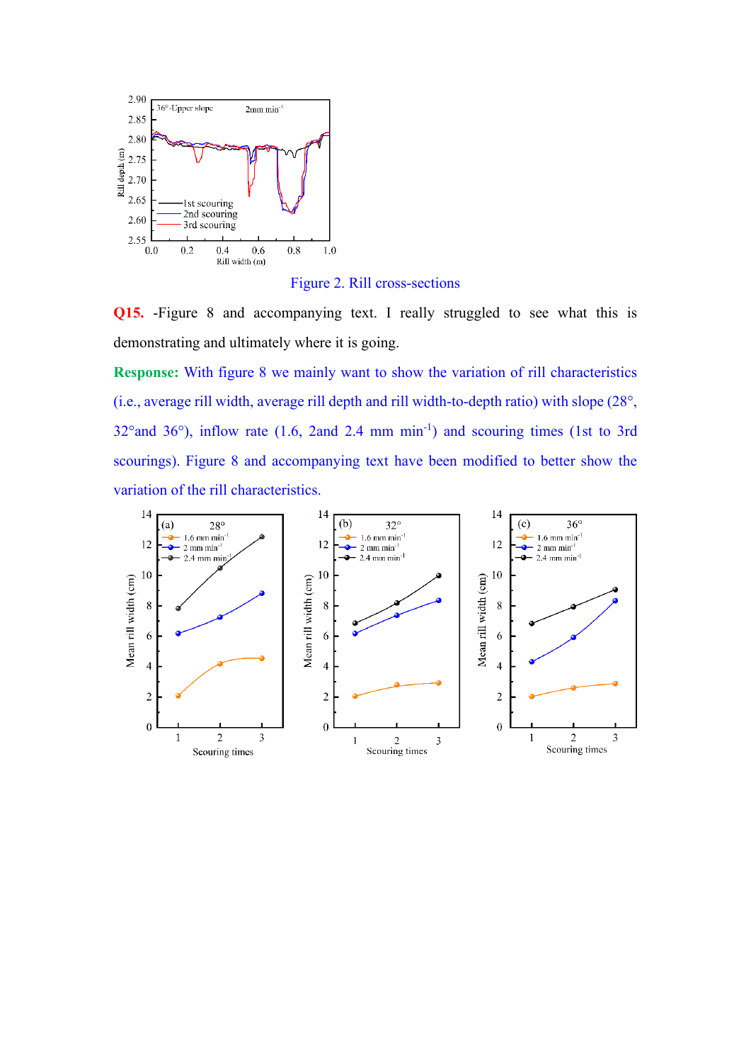Figure 2. Rill cross-sections

**Q15.** -Figure 8 and accompanying text. I really struggled to see what this is demonstrating and ultimately where it is going.

**Response:** With figure 8 we mainly want to show the variation of rill characteristics (i.e., average rill width, average rill depth and rill width-to-depth ratio) with slope (28°, 32°and 36°), inflow rate (1.6, 2and 2.4 mm min$^{-1}$) and scouring times (1st to 3rd scourings). Figure 8 and accompanying text have been modified to better show the variation of the rill characteristics.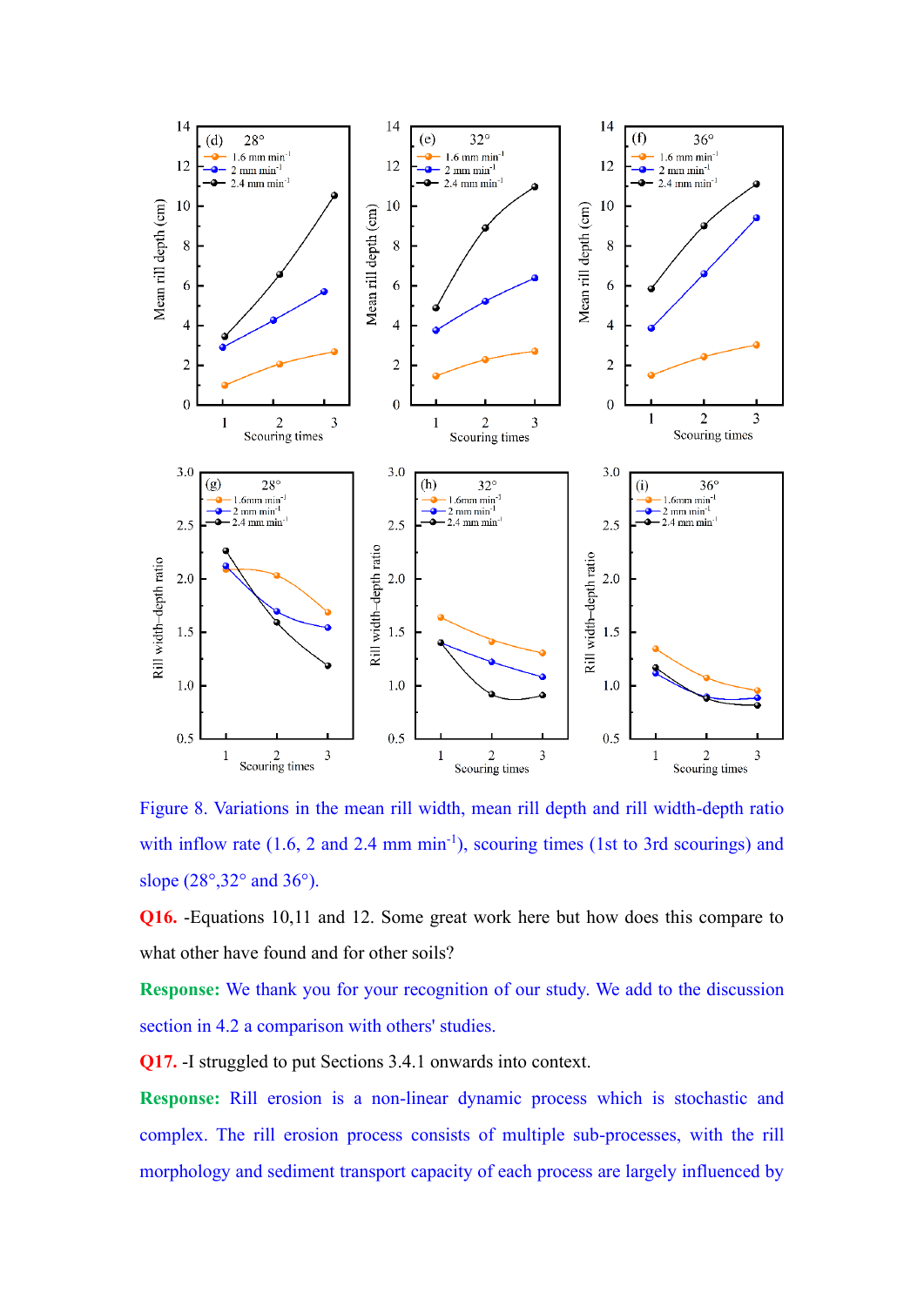Figure 8. Variations in the mean rill width, mean rill depth and rill width-depth ratio with inflow rate (1.6, 2 and 2.4 mm min$^{-1}$), scouring times (1st to 3rd scourings) and slope (28°,32° and 36°).

**Q16.** -Equations 10,11 and 12. Some great work here but how does this compare to what other have found and for other soils?

**Response:** We thank you for your recognition of our study. We add to the discussion section in 4.2 a comparison with others' studies.

**Q17.** -I struggled to put Sections 3.4.1 onwards into context.

**Response:** Rill erosion is a non-linear dynamic process which is stochastic and complex. The rill erosion process consists of multiple sub-processes, with the rill morphology and sediment transport capacity of each process are largely influenced by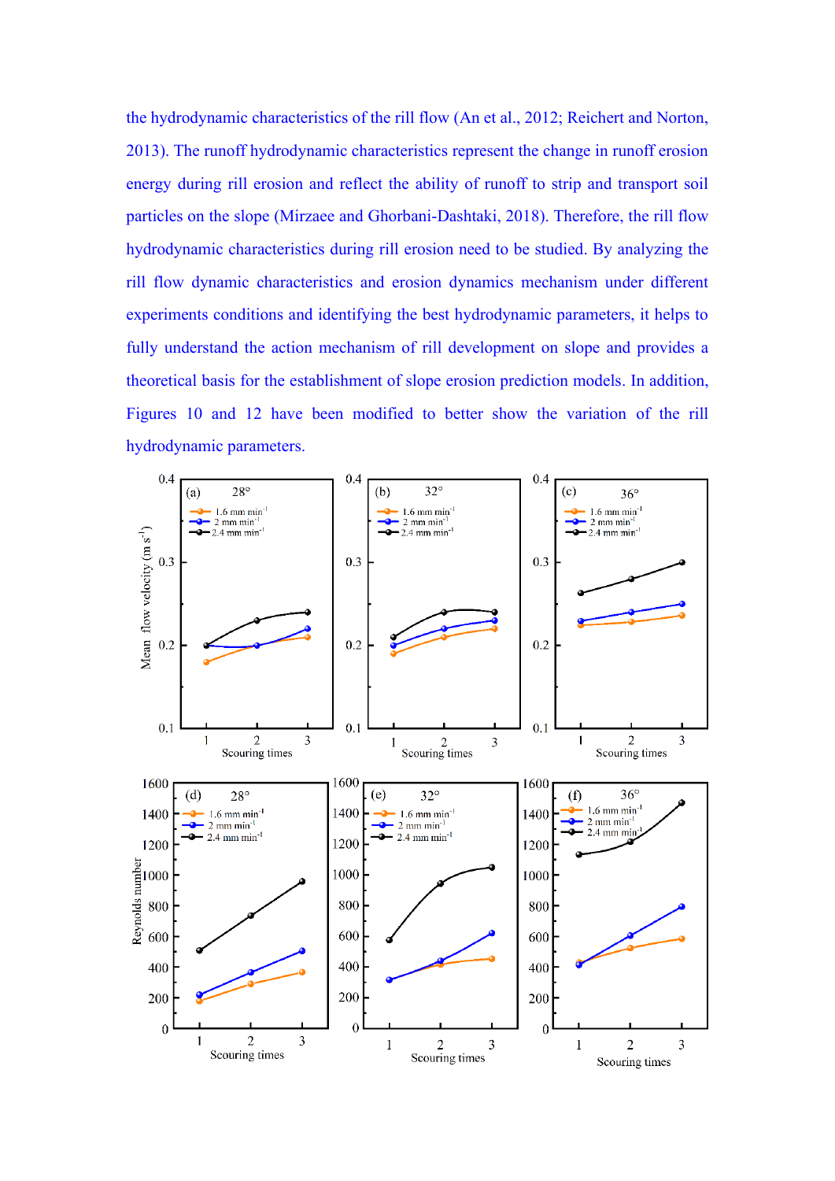the hydrodynamic characteristics of the rill flow (An et al., 2012; Reichert and Norton, 2013). The runoff hydrodynamic characteristics represent the change in runoff erosion energy during rill erosion and reflect the ability of runoff to strip and transport soil particles on the slope (Mirzaee and Ghorbani-Dashtaki, 2018). Therefore, the rill flow hydrodynamic characteristics during rill erosion need to be studied. By analyzing the rill flow dynamic characteristics and erosion dynamics mechanism under different experiments conditions and identifying the best hydrodynamic parameters, it helps to fully understand the action mechanism of rill development on slope and provides a theoretical basis for the establishment of slope erosion prediction models. In addition, Figures 10 and 12 have been modified to better show the variation of the rill hydrodynamic parameters.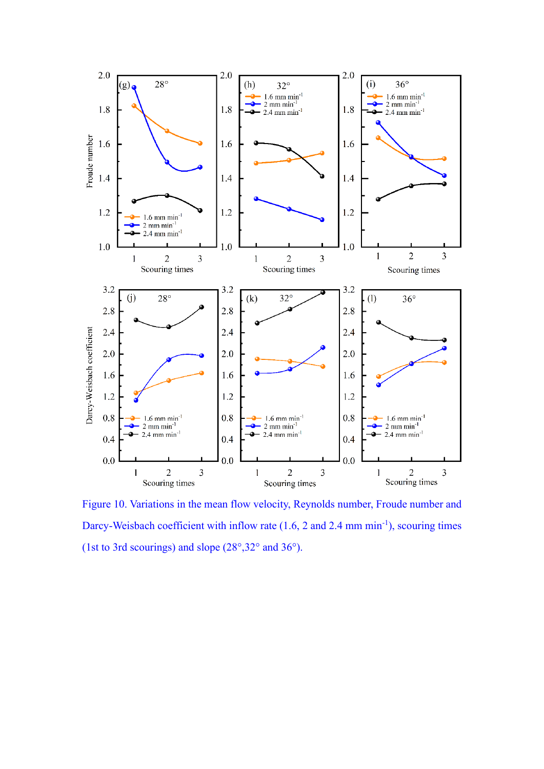Figure 10. Variations in the mean flow velocity, Reynolds number, Froude number and Darcy-Weisbach coefficient with inflow rate (1.6, 2 and 2.4 mm min$^{-1}$), scouring times (1st to 3rd scourings) and slope (28°,32° and 36°).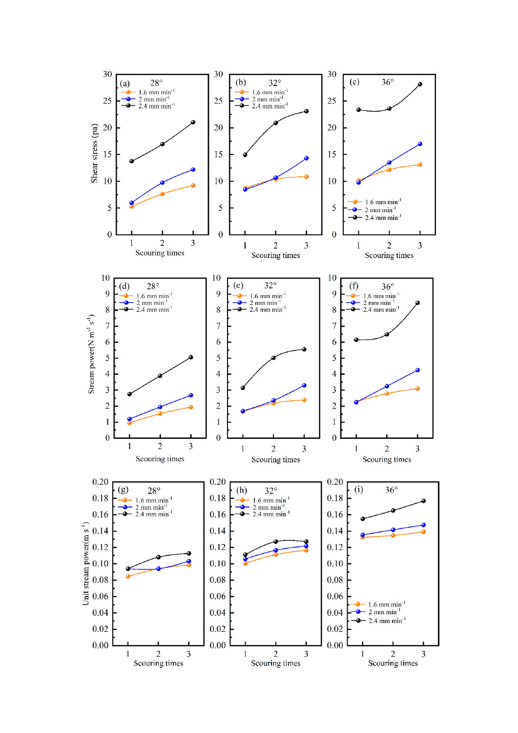(a) 28°

(b) 32°

(c) 36°

Shear stress (pa)

(d) 28°

(e) 32°

(f) 36°

Stream power($N\ m^{-1}\ s^{-1}$)

(g) 28°

(h) 32°

(i) 36°

Unit stream power($m\ s^{-1}$)

1.6 mm min$^{-1}$

2 mm min$^{-1}$

2.4 mm min$^{-1}$

Scouring times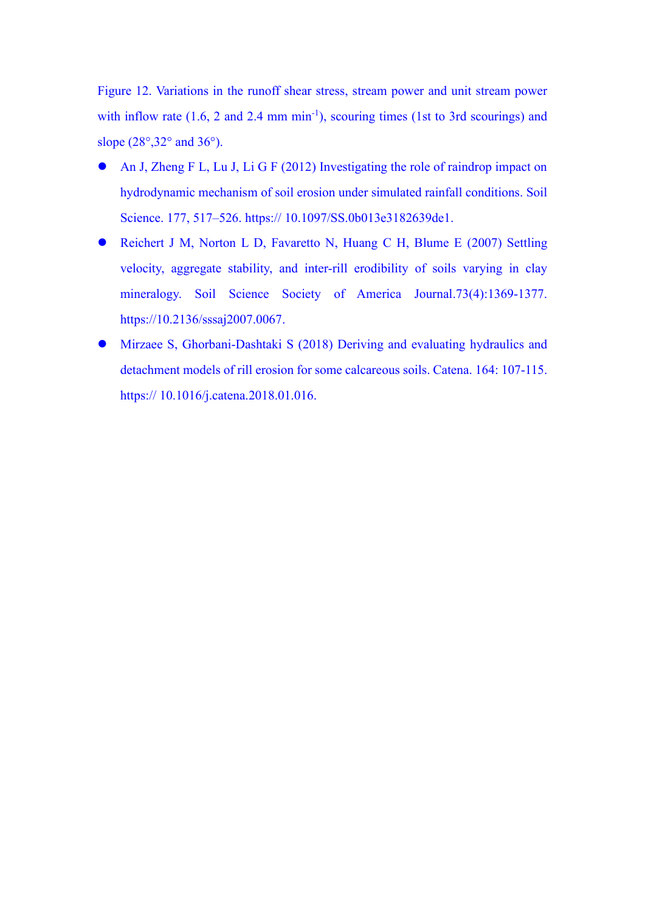Figure 12. Variations in the runoff shear stress, stream power and unit stream power with inflow rate (1.6, 2 and 2.4 mm min$^{-1}$), scouring times (1st to 3rd scourings) and slope (28°,32° and 36°).

- An J, Zheng F L, Lu J, Li G F (2012) Investigating the role of raindrop impact on hydrodynamic mechanism of soil erosion under simulated rainfall conditions. Soil Science. 177, 517–526. https:// 10.1097/SS.0b013e3182639de1.
- Reichert J M, Norton L D, Favaretto N, Huang C H, Blume E (2007) Settling velocity, aggregate stability, and inter-rill erodibility of soils varying in clay mineralogy. Soil Science Society of America Journal.73(4):1369-1377. https://10.2136/sssaj2007.0067.
- Mirzaee S, Ghorbani-Dashtaki S (2018) Deriving and evaluating hydraulics and detachment models of rill erosion for some calcareous soils. Catena. 164: 107-115. https:// 10.1016/j.catena.2018.01.016.